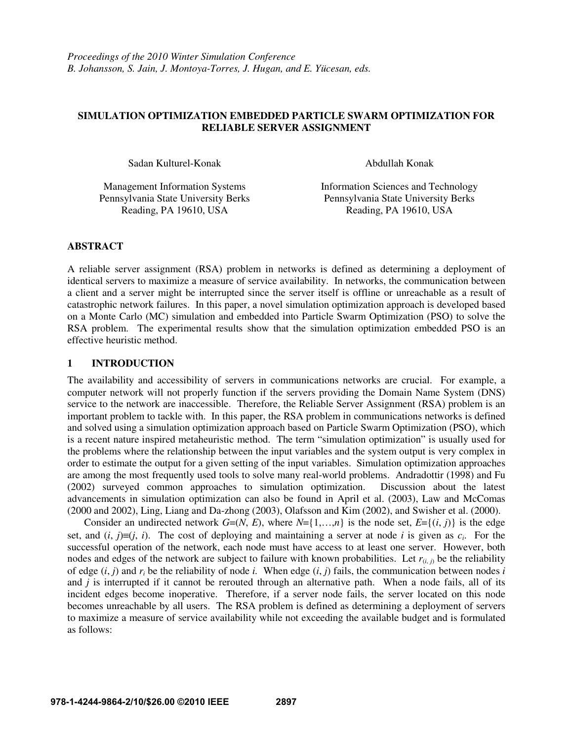*Proceedings of the 2010 Winter Simulation Conference*
*B. Johansson, S. Jain, J. Montoya-Torres, J. Hugan, and E. Yücesan, eds.*

# SIMULATION OPTIMIZATION EMBEDDED PARTICLE SWARM OPTIMIZATION FOR RELIABLE SERVER ASSIGNMENT

Sadan Kulturel-Konak
Management Information Systems
Pennsylvania State University Berks
Reading, PA 19610, USA

Abdullah Konak
Information Sciences and Technology
Pennsylvania State University Berks
Reading, PA 19610, USA

## ABSTRACT

A reliable server assignment (RSA) problem in networks is defined as determining a deployment of identical servers to maximize a measure of service availability. In networks, the communication between a client and a server might be interrupted since the server itself is offline or unreachable as a result of catastrophic network failures. In this paper, a novel simulation optimization approach is developed based on a Monte Carlo (MC) simulation and embedded into Particle Swarm Optimization (PSO) to solve the RSA problem. The experimental results show that the simulation optimization embedded PSO is an effective heuristic method.

## 1 INTRODUCTION

The availability and accessibility of servers in communications networks are crucial. For example, a computer network will not properly function if the servers providing the Domain Name System (DNS) service to the network are inaccessible. Therefore, the Reliable Server Assignment (RSA) problem is an important problem to tackle with. In this paper, the RSA problem in communications networks is defined and solved using a simulation optimization approach based on Particle Swarm Optimization (PSO), which is a recent nature inspired metaheuristic method. The term "simulation optimization" is usually used for the problems where the relationship between the input variables and the system output is very complex in order to estimate the output for a given setting of the input variables. Simulation optimization approaches are among the most frequently used tools to solve many real-world problems. Andradottir (1998) and Fu (2002) surveyed common approaches to simulation optimization. Discussion about the latest advancements in simulation optimization can also be found in April et al. (2003), Law and McComas (2000 and 2002), Ling, Liang and Da-zhong (2003), Olafsson and Kim (2002), and Swisher et al. (2000).

Consider an undirected network $G=(N, E)$, where $N=\{1,\ldots,n\}$ is the node set, $E=\{(i, j)\}$ is the edge set, and $(i, j)\equiv(j, i)$. The cost of deploying and maintaining a server at node $i$ is given as $c_i$. For the successful operation of the network, each node must have access to at least one server. However, both nodes and edges of the network are subject to failure with known probabilities. Let $r_{(i,j)}$ be the reliability of edge $(i, j)$ and $r_i$ be the reliability of node $i$. When edge $(i, j)$ fails, the communication between nodes $i$ and $j$ is interrupted if it cannot be rerouted through an alternative path. When a node fails, all of its incident edges become inoperative. Therefore, if a server node fails, the server located on this node becomes unreachable by all users. The RSA problem is defined as determining a deployment of servers to maximize a measure of service availability while not exceeding the available budget and is formulated as follows: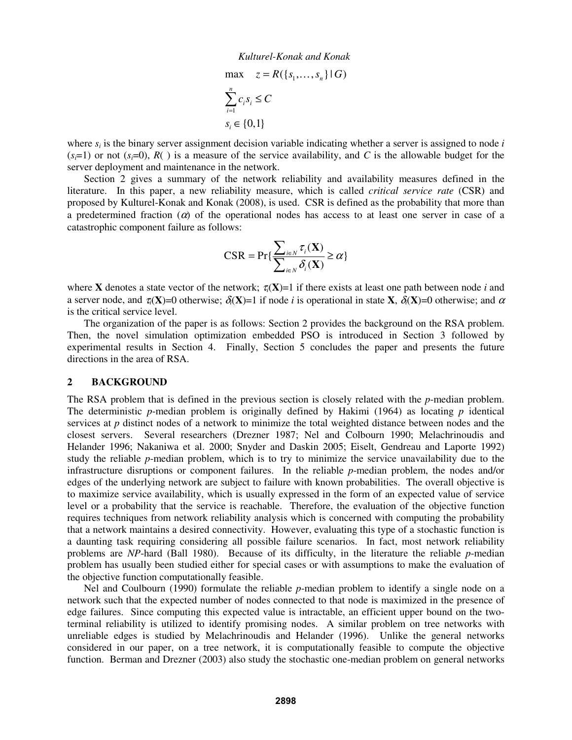$$\max \quad z = R(\{s_1, \ldots, s_n\} \mid G)$$

$$\sum_{i=1}^{n} c_i s_i \leq C$$

$$s_i \in \{0,1\}$$

where $s_i$ is the binary server assignment decision variable indicating whether a server is assigned to node *i* ($s_i$=1) or not ($s_i$=0), $R(\,)$ is a measure of the service availability, and *C* is the allowable budget for the server deployment and maintenance in the network.

Section 2 gives a summary of the network reliability and availability measures defined in the literature. In this paper, a new reliability measure, which is called *critical service rate* (CSR) and proposed by Kulturel-Konak and Konak (2008), is used. CSR is defined as the probability that more than a predetermined fraction ($\alpha$) of the operational nodes has access to at least one server in case of a catastrophic component failure as follows:

$$\text{CSR} = \Pr\{\frac{\sum_{i \in N} \tau_i(\mathbf{X})}{\sum_{i \in N} \delta_i(\mathbf{X})} \geq \alpha\}$$

where **X** denotes a state vector of the network; $\tau_i(\mathbf{X})$=1 if there exists at least one path between node *i* and a server node, and $\tau_i(\mathbf{X})$=0 otherwise; $\delta_i(\mathbf{X})$=1 if node *i* is operational in state **X**, $\delta_i(\mathbf{X})$=0 otherwise; and $\alpha$ is the critical service level.

The organization of the paper is as follows: Section 2 provides the background on the RSA problem. Then, the novel simulation optimization embedded PSO is introduced in Section 3 followed by experimental results in Section 4. Finally, Section 5 concludes the paper and presents the future directions in the area of RSA.

## 2 BACKGROUND

The RSA problem that is defined in the previous section is closely related with the *p*-median problem. The deterministic *p*-median problem is originally defined by Hakimi (1964) as locating *p* identical services at *p* distinct nodes of a network to minimize the total weighted distance between nodes and the closest servers. Several researchers (Drezner 1987; Nel and Colbourn 1990; Melachrinoudis and Helander 1996; Nakaniwa et al. 2000; Snyder and Daskin 2005; Eiselt, Gendreau and Laporte 1992) study the reliable *p*-median problem, which is to try to minimize the service unavailability due to the infrastructure disruptions or component failures. In the reliable *p*-median problem, the nodes and/or edges of the underlying network are subject to failure with known probabilities. The overall objective is to maximize service availability, which is usually expressed in the form of an expected value of service level or a probability that the service is reachable. Therefore, the evaluation of the objective function requires techniques from network reliability analysis which is concerned with computing the probability that a network maintains a desired connectivity. However, evaluating this type of a stochastic function is a daunting task requiring considering all possible failure scenarios. In fact, most network reliability problems are *NP*-hard (Ball 1980). Because of its difficulty, in the literature the reliable *p*-median problem has usually been studied either for special cases or with assumptions to make the evaluation of the objective function computationally feasible.

Nel and Coulbourn (1990) formulate the reliable *p*-median problem to identify a single node on a network such that the expected number of nodes connected to that node is maximized in the presence of edge failures. Since computing this expected value is intractable, an efficient upper bound on the two-terminal reliability is utilized to identify promising nodes. A similar problem on tree networks with unreliable edges is studied by Melachrinoudis and Helander (1996). Unlike the general networks considered in our paper, on a tree network, it is computationally feasible to compute the objective function. Berman and Drezner (2003) also study the stochastic one-median problem on general networks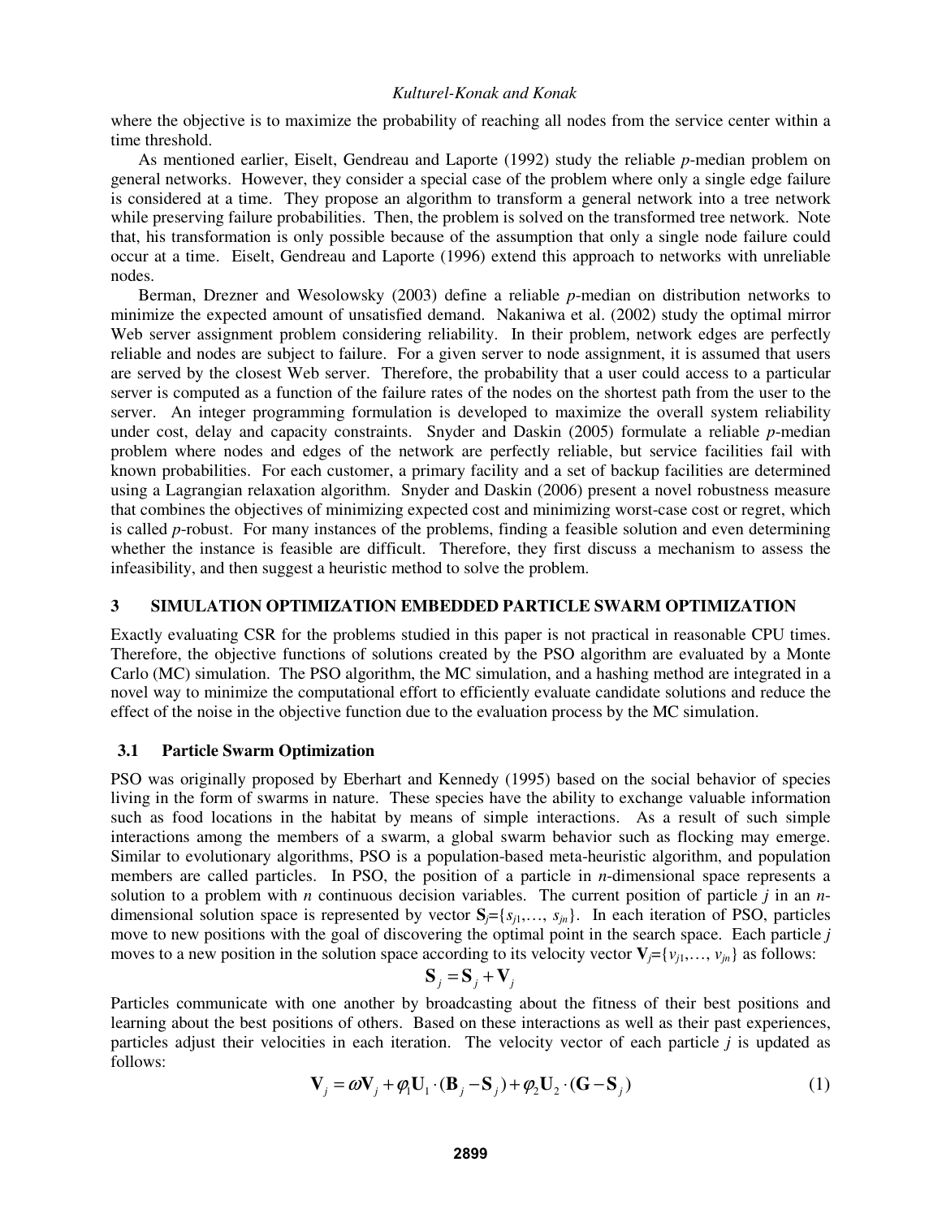where the objective is to maximize the probability of reaching all nodes from the service center within a time threshold.

As mentioned earlier, Eiselt, Gendreau and Laporte (1992) study the reliable *p*-median problem on general networks. However, they consider a special case of the problem where only a single edge failure is considered at a time. They propose an algorithm to transform a general network into a tree network while preserving failure probabilities. Then, the problem is solved on the transformed tree network. Note that, his transformation is only possible because of the assumption that only a single node failure could occur at a time. Eiselt, Gendreau and Laporte (1996) extend this approach to networks with unreliable nodes.

Berman, Drezner and Wesolowsky (2003) define a reliable *p*-median on distribution networks to minimize the expected amount of unsatisfied demand. Nakaniwa et al. (2002) study the optimal mirror Web server assignment problem considering reliability. In their problem, network edges are perfectly reliable and nodes are subject to failure. For a given server to node assignment, it is assumed that users are served by the closest Web server. Therefore, the probability that a user could access to a particular server is computed as a function of the failure rates of the nodes on the shortest path from the user to the server. An integer programming formulation is developed to maximize the overall system reliability under cost, delay and capacity constraints. Snyder and Daskin (2005) formulate a reliable *p*-median problem where nodes and edges of the network are perfectly reliable, but service facilities fail with known probabilities. For each customer, a primary facility and a set of backup facilities are determined using a Lagrangian relaxation algorithm. Snyder and Daskin (2006) present a novel robustness measure that combines the objectives of minimizing expected cost and minimizing worst-case cost or regret, which is called *p*-robust. For many instances of the problems, finding a feasible solution and even determining whether the instance is feasible are difficult. Therefore, they first discuss a mechanism to assess the infeasibility, and then suggest a heuristic method to solve the problem.

## 3 SIMULATION OPTIMIZATION EMBEDDED PARTICLE SWARM OPTIMIZATION

Exactly evaluating CSR for the problems studied in this paper is not practical in reasonable CPU times. Therefore, the objective functions of solutions created by the PSO algorithm are evaluated by a Monte Carlo (MC) simulation. The PSO algorithm, the MC simulation, and a hashing method are integrated in a novel way to minimize the computational effort to efficiently evaluate candidate solutions and reduce the effect of the noise in the objective function due to the evaluation process by the MC simulation.

### 3.1 Particle Swarm Optimization

PSO was originally proposed by Eberhart and Kennedy (1995) based on the social behavior of species living in the form of swarms in nature. These species have the ability to exchange valuable information such as food locations in the habitat by means of simple interactions. As a result of such simple interactions among the members of a swarm, a global swarm behavior such as flocking may emerge. Similar to evolutionary algorithms, PSO is a population-based meta-heuristic algorithm, and population members are called particles. In PSO, the position of a particle in *n*-dimensional space represents a solution to a problem with *n* continuous decision variables. The current position of particle *j* in an *n*-dimensional solution space is represented by vector $\mathbf{S}_j=\{s_{j1},\ldots, s_{jn}\}$. In each iteration of PSO, particles move to new positions with the goal of discovering the optimal point in the search space. Each particle *j* moves to a new position in the solution space according to its velocity vector $\mathbf{V}_j=\{v_{j1},\ldots, v_{jn}\}$ as follows:

$$\mathbf{S}_j = \mathbf{S}_j + \mathbf{V}_j$$

Particles communicate with one another by broadcasting about the fitness of their best positions and learning about the best positions of others. Based on these interactions as well as their past experiences, particles adjust their velocities in each iteration. The velocity vector of each particle *j* is updated as follows:

$$\mathbf{V}_j = \omega\mathbf{V}_j + \varphi_1\mathbf{U}_1 \cdot (\mathbf{B}_j - \mathbf{S}_j) + \varphi_2\mathbf{U}_2 \cdot (\mathbf{G} - \mathbf{S}_j) \tag{1}$$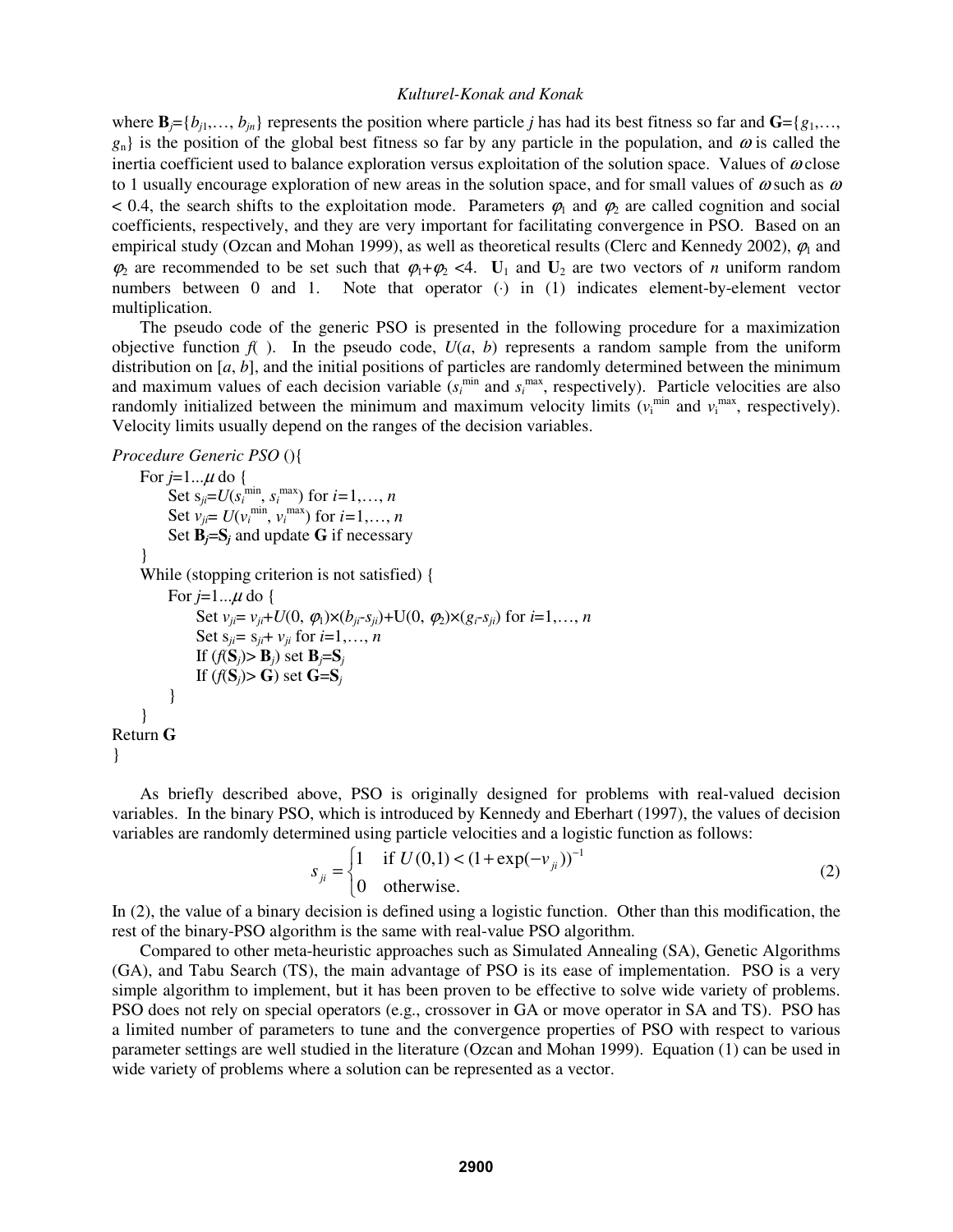where $\mathbf{B}_j=\{b_{j1},\ldots, b_{jn}\}$ represents the position where particle $j$ has had its best fitness so far and $\mathbf{G}=\{g_1,\ldots, g_n\}$ is the position of the global best fitness so far by any particle in the population, and $\omega$ is called the inertia coefficient used to balance exploration versus exploitation of the solution space. Values of $\omega$ close to 1 usually encourage exploration of new areas in the solution space, and for small values of $\omega$ such as $\omega < 0.4$, the search shifts to the exploitation mode. Parameters $\varphi_1$ and $\varphi_2$ are called cognition and social coefficients, respectively, and they are very important for facilitating convergence in PSO. Based on an empirical study (Ozcan and Mohan 1999), as well as theoretical results (Clerc and Kennedy 2002), $\varphi_1$ and $\varphi_2$ are recommended to be set such that $\varphi_1+\varphi_2 <4$. $\mathbf{U}_1$ and $\mathbf{U}_2$ are two vectors of $n$ uniform random numbers between 0 and 1. Note that operator $(\cdot)$ in (1) indicates element-by-element vector multiplication.

The pseudo code of the generic PSO is presented in the following procedure for a maximization objective function $f(\ )$. In the pseudo code, $U(a, b)$ represents a random sample from the uniform distribution on $[a, b]$, and the initial positions of particles are randomly determined between the minimum and maximum values of each decision variable ($s_i^{\min}$ and $s_i^{\max}$, respectively). Particle velocities are also randomly initialized between the minimum and maximum velocity limits ($v_i^{\min}$ and $v_i^{\max}$, respectively). Velocity limits usually depend on the ranges of the decision variables.

```
Procedure Generic PSO (){
    For j=1...μ do {
        Set s_ji=U(s_i^min, s_i^max) for i=1,…, n
        Set v_ji= U(v_i^min, v_i^max) for i=1,…, n
        Set B_j=S_j and update G if necessary
    }
    While (stopping criterion is not satisfied) {
        For j=1...μ do {
            Set v_ji= v_ji+U(0, φ1)×(b_ji-s_ji)+U(0, φ2)×(g_i-s_ji) for i=1,…, n
            Set s_ji= s_ji+ v_ji for i=1,…, n
            If (f(S_j)> B_j) set B_j=S_j
            If (f(S_j)> G) set G=S_j
        }
    }
Return G
}
```

As briefly described above, PSO is originally designed for problems with real-valued decision variables. In the binary PSO, which is introduced by Kennedy and Eberhart (1997), the values of decision variables are randomly determined using particle velocities and a logistic function as follows:

$$s_{ji} = \begin{cases} 1 & \text{if } U(0,1) < (1+\exp(-v_{ji}))^{-1} \\ 0 & \text{otherwise.} \end{cases} \tag{2}$$

In (2), the value of a binary decision is defined using a logistic function. Other than this modification, the rest of the binary-PSO algorithm is the same with real-value PSO algorithm.

Compared to other meta-heuristic approaches such as Simulated Annealing (SA), Genetic Algorithms (GA), and Tabu Search (TS), the main advantage of PSO is its ease of implementation. PSO is a very simple algorithm to implement, but it has been proven to be effective to solve wide variety of problems. PSO does not rely on special operators (e.g., crossover in GA or move operator in SA and TS). PSO has a limited number of parameters to tune and the convergence properties of PSO with respect to various parameter settings are well studied in the literature (Ozcan and Mohan 1999). Equation (1) can be used in wide variety of problems where a solution can be represented as a vector.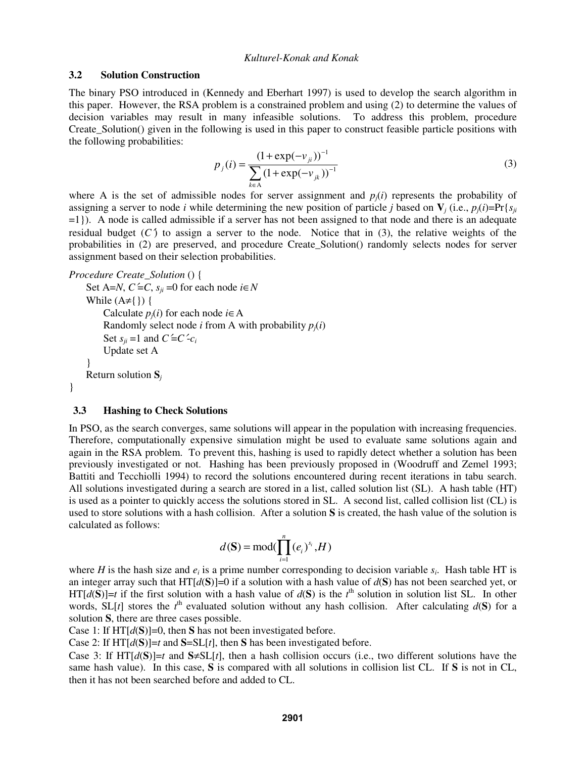### 3.2 Solution Construction

The binary PSO introduced in (Kennedy and Eberhart 1997) is used to develop the search algorithm in this paper. However, the RSA problem is a constrained problem and using (2) to determine the values of decision variables may result in many infeasible solutions. To address this problem, procedure Create_Solution() given in the following is used in this paper to construct feasible particle positions with the following probabilities:

$$p_j(i) = \frac{(1+\exp(-v_{ji}))^{-1}}{\sum_{k \in \mathrm{A}} (1+\exp(-v_{jk}))^{-1}} \tag{3}$$

where A is the set of admissible nodes for server assignment and $p_j(i)$ represents the probability of assigning a server to node $i$ while determining the new position of particle $j$ based on $\mathbf{V}_j$ (i.e., $p_j(i)=\Pr\{s_{ji}=1\}$). A node is called admissible if a server has not been assigned to that node and there is an adequate residual budget ($C'$) to assign a server to the node. Notice that in (3), the relative weights of the probabilities in (2) are preserved, and procedure Create_Solution() randomly selects nodes for server assignment based on their selection probabilities.

```
Procedure Create_Solution () {
    Set A=N, C′=C, s_ji =0 for each node i∈N
    While (A≠{}) {
        Calculate p_j(i) for each node i∈A
        Randomly select node i from A with probability p_j(i)
        Set s_ji =1 and C′=C′-c_i
        Update set A
    }
    Return solution S_j
}
```

### 3.3 Hashing to Check Solutions

In PSO, as the search converges, same solutions will appear in the population with increasing frequencies. Therefore, computationally expensive simulation might be used to evaluate same solutions again and again in the RSA problem. To prevent this, hashing is used to rapidly detect whether a solution has been previously investigated or not. Hashing has been previously proposed in (Woodruff and Zemel 1993; Battiti and Tecchiolli 1994) to record the solutions encountered during recent iterations in tabu search. All solutions investigated during a search are stored in a list, called solution list (SL). A hash table (HT) is used as a pointer to quickly access the solutions stored in SL. A second list, called collision list (CL) is used to store solutions with a hash collision. After a solution $\mathbf{S}$ is created, the hash value of the solution is calculated as follows:

$$d(\mathbf{S}) = \mathrm{mod}\left(\prod_{i=1}^{n} (e_i)^{s_i}, H\right)$$

where $H$ is the hash size and $e_i$ is a prime number corresponding to decision variable $s_i$. Hash table HT is an integer array such that HT[$d(\mathbf{S})$]=0 if a solution with a hash value of $d(\mathbf{S})$ has not been searched yet, or HT[$d(\mathbf{S})$]=$t$ if the first solution with a hash value of $d(\mathbf{S})$ is the $t^{\text{th}}$ solution in solution list SL. In other words, SL[$t$] stores the $t^{\text{th}}$ evaluated solution without any hash collision. After calculating $d(\mathbf{S})$ for a solution $\mathbf{S}$, there are three cases possible.

Case 1: If HT[$d(\mathbf{S})$]=0, then $\mathbf{S}$ has not been investigated before.

Case 2: If HT[$d(\mathbf{S})$]=$t$ and $\mathbf{S}$=SL[$t$], then $\mathbf{S}$ has been investigated before.

Case 3: If HT[$d(\mathbf{S})$]=$t$ and $\mathbf{S}$≠SL[$t$], then a hash collision occurs (i.e., two different solutions have the same hash value). In this case, $\mathbf{S}$ is compared with all solutions in collision list CL. If $\mathbf{S}$ is not in CL, then it has not been searched before and added to CL.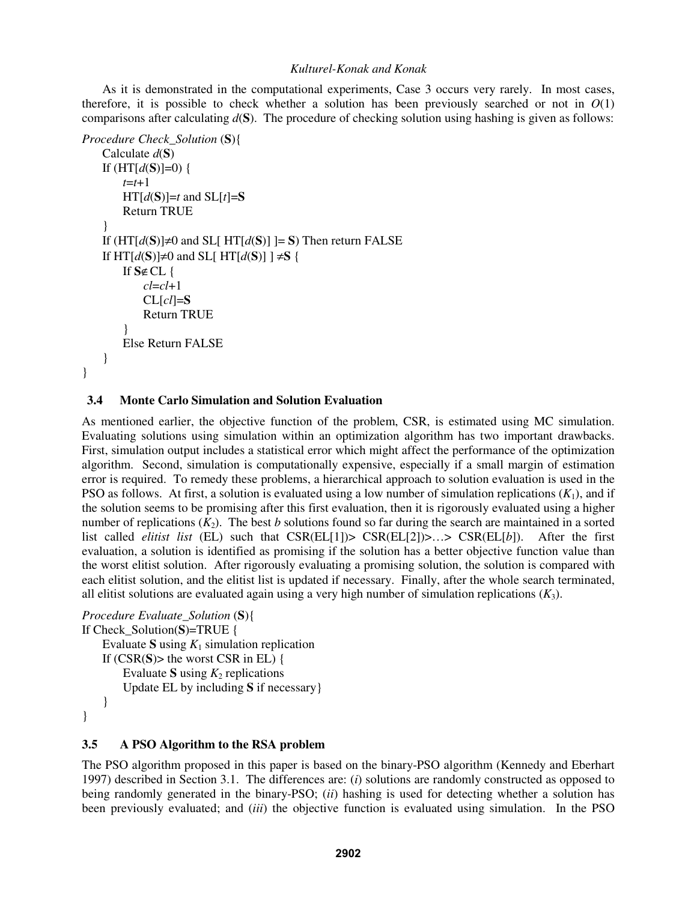As it is demonstrated in the computational experiments, Case 3 occurs very rarely. In most cases, therefore, it is possible to check whether a solution has been previously searched or not in $O(1)$ comparisons after calculating $d(\mathbf{S})$. The procedure of checking solution using hashing is given as follows:

```
Procedure Check_Solution (S){
    Calculate d(S)
    If (HT[d(S)]=0) {
        t=t+1
        HT[d(S)]=t and SL[t]=S
        Return TRUE
    }
    If (HT[d(S)]≠0 and SL[ HT[d(S)] ]= S) Then return FALSE
    If HT[d(S)]≠0 and SL[ HT[d(S)] ] ≠S {
        If S∉ CL {
            cl=cl+1
            CL[cl]=S
            Return TRUE
        }
        Else Return FALSE
    }
}
```

### 3.4 Monte Carlo Simulation and Solution Evaluation

As mentioned earlier, the objective function of the problem, CSR, is estimated using MC simulation. Evaluating solutions using simulation within an optimization algorithm has two important drawbacks. First, simulation output includes a statistical error which might affect the performance of the optimization algorithm. Second, simulation is computationally expensive, especially if a small margin of estimation error is required. To remedy these problems, a hierarchical approach to solution evaluation is used in the PSO as follows. At first, a solution is evaluated using a low number of simulation replications ($K_1$), and if the solution seems to be promising after this first evaluation, then it is rigorously evaluated using a higher number of replications ($K_2$). The best $b$ solutions found so far during the search are maintained in a sorted list called *elitist list* (EL) such that CSR(EL[1])> CSR(EL[2])>…> CSR(EL[$b$]). After the first evaluation, a solution is identified as promising if the solution has a better objective function value than the worst elitist solution. After rigorously evaluating a promising solution, the solution is compared with each elitist solution, and the elitist list is updated if necessary. Finally, after the whole search terminated, all elitist solutions are evaluated again using a very high number of simulation replications ($K_3$).

```
Procedure Evaluate_Solution (S){
If Check_Solution(S)=TRUE {
    Evaluate S using K1 simulation replication
    If (CSR(S)> the worst CSR in EL) {
        Evaluate S using K2 replications
        Update EL by including S if necessary}
    }
}
```

### 3.5 A PSO Algorithm to the RSA problem

The PSO algorithm proposed in this paper is based on the binary-PSO algorithm (Kennedy and Eberhart 1997) described in Section 3.1. The differences are: (*i*) solutions are randomly constructed as opposed to being randomly generated in the binary-PSO; (*ii*) hashing is used for detecting whether a solution has been previously evaluated; and (*iii*) the objective function is evaluated using simulation. In the PSO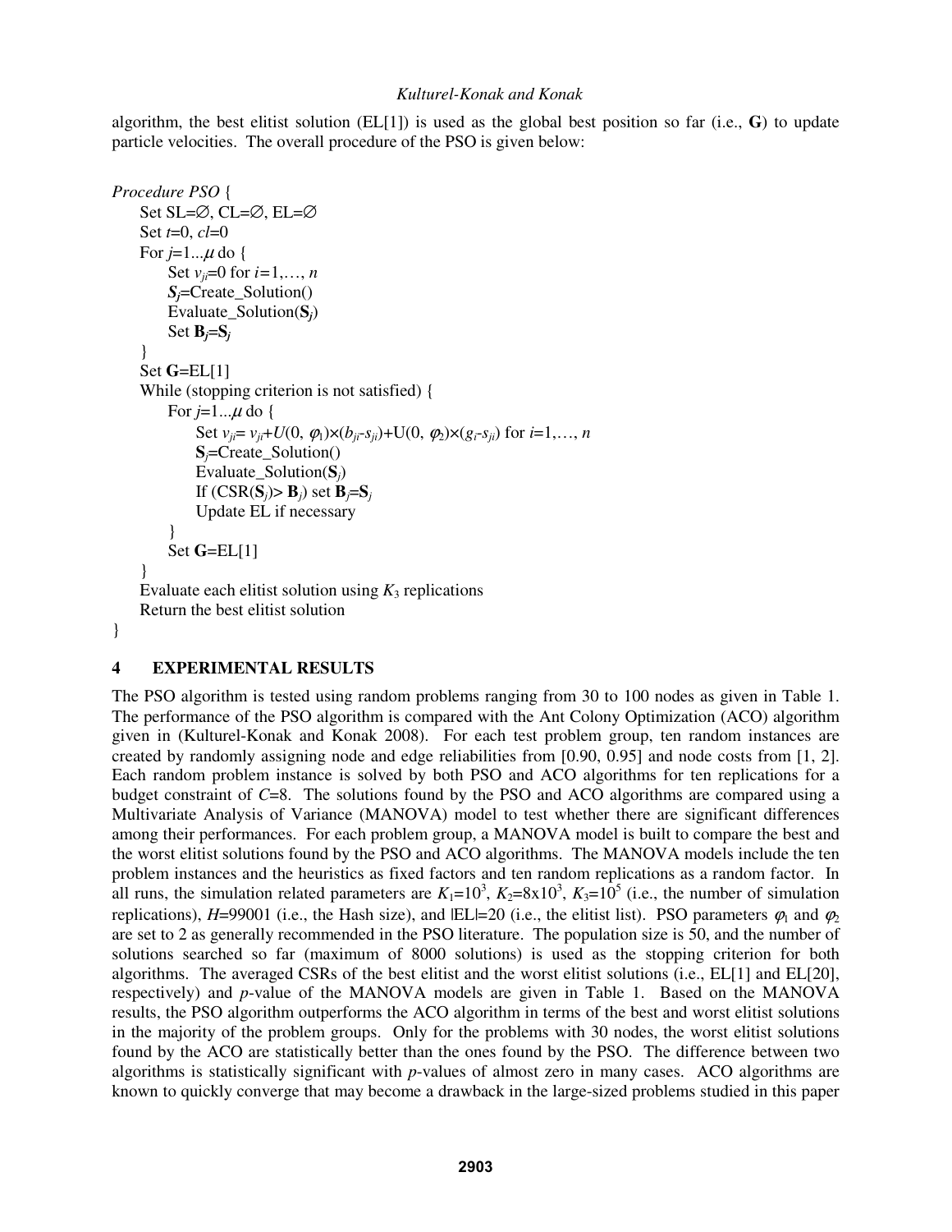algorithm, the best elitist solution (EL[1]) is used as the global best position so far (i.e., **G**) to update particle velocities. The overall procedure of the PSO is given below:

```
Procedure PSO {
    Set SL=∅, CL=∅, EL=∅
    Set t=0, cl=0
    For j=1...μ do {
        Set v_ji=0 for i=1,…, n
        S_j=Create_Solution()
        Evaluate_Solution(S_j)
        Set B_j=S_j
    }
    Set G=EL[1]
    While (stopping criterion is not satisfied) {
        For j=1...μ do {
            Set v_ji= v_ji+U(0, φ1)×(b_ji-s_ji)+U(0, φ2)×(g_i-s_ji) for i=1,…, n
            S_j=Create_Solution()
            Evaluate_Solution(S_j)
            If (CSR(S_j)> B_j) set B_j=S_j
            Update EL if necessary
        }
        Set G=EL[1]
    }
    Evaluate each elitist solution using K_3 replications
    Return the best elitist solution
}
```

## 4 EXPERIMENTAL RESULTS

The PSO algorithm is tested using random problems ranging from 30 to 100 nodes as given in Table 1. The performance of the PSO algorithm is compared with the Ant Colony Optimization (ACO) algorithm given in (Kulturel-Konak and Konak 2008). For each test problem group, ten random instances are created by randomly assigning node and edge reliabilities from [0.90, 0.95] and node costs from [1, 2]. Each random problem instance is solved by both PSO and ACO algorithms for ten replications for a budget constraint of $C$=8. The solutions found by the PSO and ACO algorithms are compared using a Multivariate Analysis of Variance (MANOVA) model to test whether there are significant differences among their performances. For each problem group, a MANOVA model is built to compare the best and the worst elitist solutions found by the PSO and ACO algorithms. The MANOVA models include the ten problem instances and the heuristics as fixed factors and ten random replications as a random factor. In all runs, the simulation related parameters are $K_1=10^3$, $K_2=8\text{x}10^3$, $K_3=10^5$ (i.e., the number of simulation replications), $H$=99001 (i.e., the Hash size), and $|EL|=20$ (i.e., the elitist list). PSO parameters $\varphi_1$ and $\varphi_2$ are set to 2 as generally recommended in the PSO literature. The population size is 50, and the number of solutions searched so far (maximum of 8000 solutions) is used as the stopping criterion for both algorithms. The averaged CSRs of the best elitist and the worst elitist solutions (i.e., EL[1] and EL[20], respectively) and $p$-value of the MANOVA models are given in Table 1. Based on the MANOVA results, the PSO algorithm outperforms the ACO algorithm in terms of the best and worst elitist solutions in the majority of the problem groups. Only for the problems with 30 nodes, the worst elitist solutions found by the ACO are statistically better than the ones found by the PSO. The difference between two algorithms is statistically significant with $p$-values of almost zero in many cases. ACO algorithms are known to quickly converge that may become a drawback in the large-sized problems studied in this paper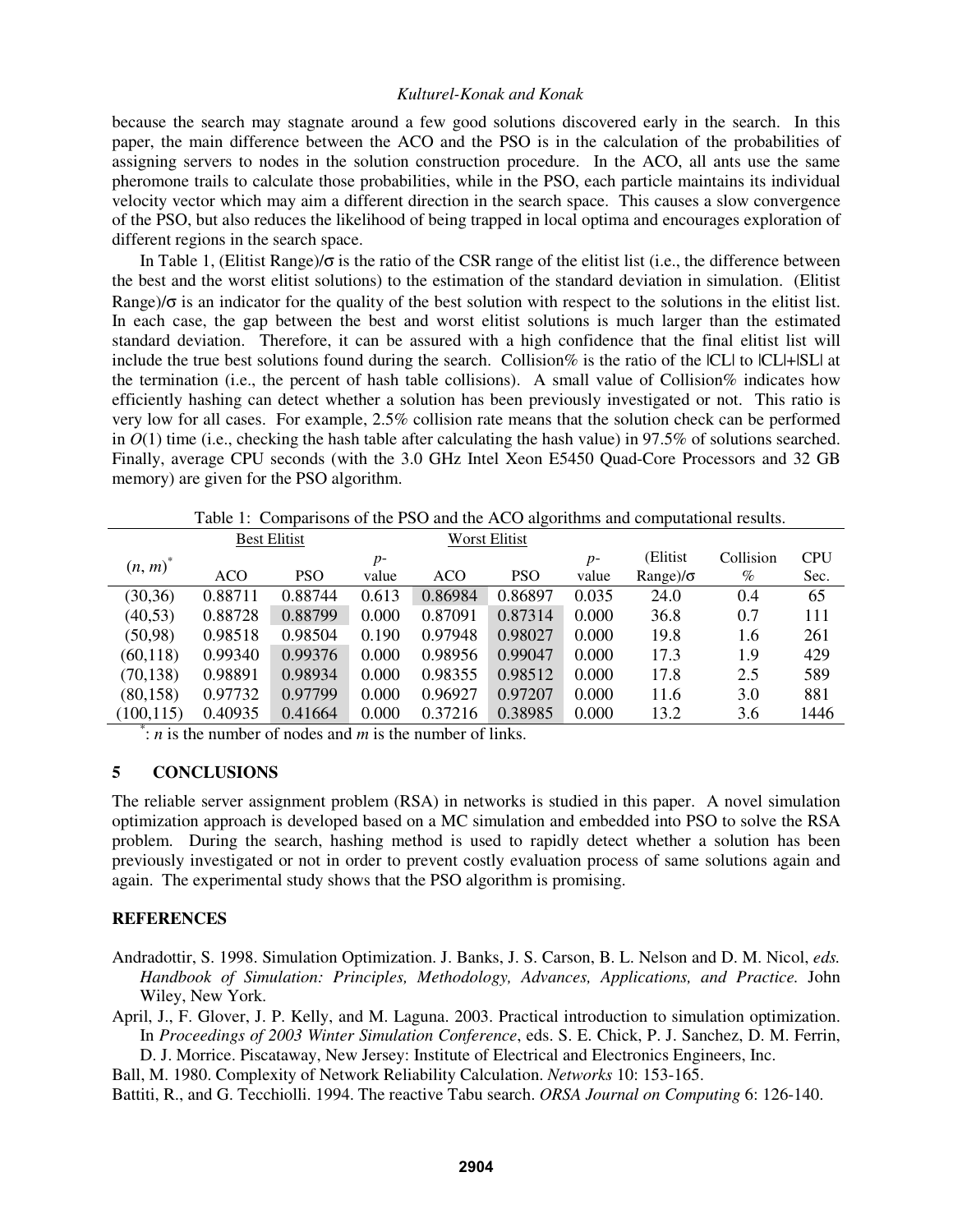because the search may stagnate around a few good solutions discovered early in the search. In this paper, the main difference between the ACO and the PSO is in the calculation of the probabilities of assigning servers to nodes in the solution construction procedure. In the ACO, all ants use the same pheromone trails to calculate those probabilities, while in the PSO, each particle maintains its individual velocity vector which may aim a different direction in the search space. This causes a slow convergence of the PSO, but also reduces the likelihood of being trapped in local optima and encourages exploration of different regions in the search space.

In Table 1, (Elitist Range)/σ is the ratio of the CSR range of the elitist list (i.e., the difference between the best and the worst elitist solutions) to the estimation of the standard deviation in simulation. (Elitist Range)/σ is an indicator for the quality of the best solution with respect to the solutions in the elitist list. In each case, the gap between the best and worst elitist solutions is much larger than the estimated standard deviation. Therefore, it can be assured with a high confidence that the final elitist list will include the true best solutions found during the search. Collision% is the ratio of the |CL| to |CL|+|SL| at the termination (i.e., the percent of hash table collisions). A small value of Collision% indicates how efficiently hashing can detect whether a solution has been previously investigated or not. This ratio is very low for all cases. For example, 2.5% collision rate means that the solution check can be performed in $O(1)$ time (i.e., checking the hash table after calculating the hash value) in 97.5% of solutions searched. Finally, average CPU seconds (with the 3.0 GHz Intel Xeon E5450 Quad-Core Processors and 32 GB memory) are given for the PSO algorithm.

Table 1: Comparisons of the PSO and the ACO algorithms and computational results.

| $(n, m)^*$ | Best Elitist | | $p$-value | Worst Elitist | | $p$-value | (Elitist Range)/σ | Collision % | CPU Sec. |
|---|---|---|---|---|---|---|---|---|---|
| | ACO | PSO | | ACO | PSO | | | | |
| (30,36) | 0.88711 | 0.88744 | 0.613 | 0.86984 | 0.86897 | 0.035 | 24.0 | 0.4 | 65 |
| (40,53) | 0.88728 | 0.88799 | 0.000 | 0.87091 | 0.87314 | 0.000 | 36.8 | 0.7 | 111 |
| (50,98) | 0.98518 | 0.98504 | 0.190 | 0.97948 | 0.98027 | 0.000 | 19.8 | 1.6 | 261 |
| (60,118) | 0.99340 | 0.99376 | 0.000 | 0.98956 | 0.99047 | 0.000 | 17.3 | 1.9 | 429 |
| (70,138) | 0.98891 | 0.98934 | 0.000 | 0.98355 | 0.98512 | 0.000 | 17.8 | 2.5 | 589 |
| (80,158) | 0.97732 | 0.97799 | 0.000 | 0.96927 | 0.97207 | 0.000 | 11.6 | 3.0 | 881 |
| (100,115) | 0.40935 | 0.41664 | 0.000 | 0.37216 | 0.38985 | 0.000 | 13.2 | 3.6 | 1446 |

*: $n$ is the number of nodes and $m$ is the number of links.

## 5 CONCLUSIONS

The reliable server assignment problem (RSA) in networks is studied in this paper. A novel simulation optimization approach is developed based on a MC simulation and embedded into PSO to solve the RSA problem. During the search, hashing method is used to rapidly detect whether a solution has been previously investigated or not in order to prevent costly evaluation process of same solutions again and again. The experimental study shows that the PSO algorithm is promising.

## REFERENCES

Andradottir, S. 1998. Simulation Optimization. J. Banks, J. S. Carson, B. L. Nelson and D. M. Nicol, *eds. Handbook of Simulation: Principles, Methodology, Advances, Applications, and Practice.* John Wiley, New York.

April, J., F. Glover, J. P. Kelly, and M. Laguna. 2003. Practical introduction to simulation optimization. In *Proceedings of 2003 Winter Simulation Conference*, eds. S. E. Chick, P. J. Sanchez, D. M. Ferrin, D. J. Morrice. Piscataway, New Jersey: Institute of Electrical and Electronics Engineers, Inc.

Ball, M. 1980. Complexity of Network Reliability Calculation. *Networks* 10: 153-165.

Battiti, R., and G. Tecchiolli. 1994. The reactive Tabu search. *ORSA Journal on Computing* 6: 126-140.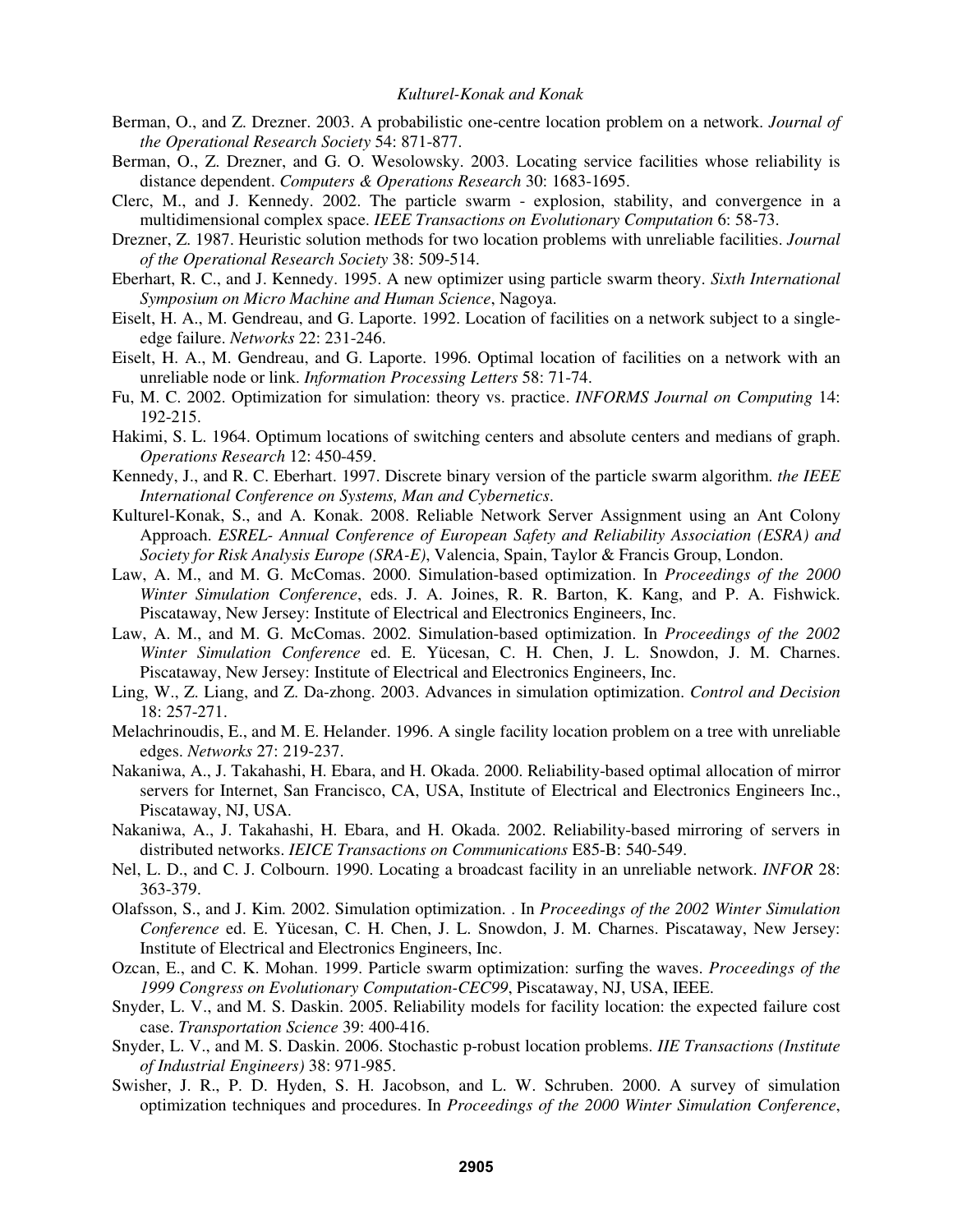Berman, O., and Z. Drezner. 2003. A probabilistic one-centre location problem on a network. *Journal of the Operational Research Society* 54: 871-877.

Berman, O., Z. Drezner, and G. O. Wesolowsky. 2003. Locating service facilities whose reliability is distance dependent. *Computers & Operations Research* 30: 1683-1695.

Clerc, M., and J. Kennedy. 2002. The particle swarm - explosion, stability, and convergence in a multidimensional complex space. *IEEE Transactions on Evolutionary Computation* 6: 58-73.

Drezner, Z. 1987. Heuristic solution methods for two location problems with unreliable facilities. *Journal of the Operational Research Society* 38: 509-514.

Eberhart, R. C., and J. Kennedy. 1995. A new optimizer using particle swarm theory. *Sixth International Symposium on Micro Machine and Human Science*, Nagoya.

Eiselt, H. A., M. Gendreau, and G. Laporte. 1992. Location of facilities on a network subject to a single-edge failure. *Networks* 22: 231-246.

Eiselt, H. A., M. Gendreau, and G. Laporte. 1996. Optimal location of facilities on a network with an unreliable node or link. *Information Processing Letters* 58: 71-74.

Fu, M. C. 2002. Optimization for simulation: theory vs. practice. *INFORMS Journal on Computing* 14: 192-215.

Hakimi, S. L. 1964. Optimum locations of switching centers and absolute centers and medians of graph. *Operations Research* 12: 450-459.

Kennedy, J., and R. C. Eberhart. 1997. Discrete binary version of the particle swarm algorithm. *the IEEE International Conference on Systems, Man and Cybernetics*.

Kulturel-Konak, S., and A. Konak. 2008. Reliable Network Server Assignment using an Ant Colony Approach. *ESREL- Annual Conference of European Safety and Reliability Association (ESRA) and Society for Risk Analysis Europe (SRA-E)*, Valencia, Spain, Taylor & Francis Group, London.

Law, A. M., and M. G. McComas. 2000. Simulation-based optimization. In *Proceedings of the 2000 Winter Simulation Conference*, eds. J. A. Joines, R. R. Barton, K. Kang, and P. A. Fishwick. Piscataway, New Jersey: Institute of Electrical and Electronics Engineers, Inc.

Law, A. M., and M. G. McComas. 2002. Simulation-based optimization. In *Proceedings of the 2002 Winter Simulation Conference* ed. E. Yücesan, C. H. Chen, J. L. Snowdon, J. M. Charnes. Piscataway, New Jersey: Institute of Electrical and Electronics Engineers, Inc.

Ling, W., Z. Liang, and Z. Da-zhong. 2003. Advances in simulation optimization. *Control and Decision* 18: 257-271.

Melachrinoudis, E., and M. E. Helander. 1996. A single facility location problem on a tree with unreliable edges. *Networks* 27: 219-237.

Nakaniwa, A., J. Takahashi, H. Ebara, and H. Okada. 2000. Reliability-based optimal allocation of mirror servers for Internet, San Francisco, CA, USA, Institute of Electrical and Electronics Engineers Inc., Piscataway, NJ, USA.

Nakaniwa, A., J. Takahashi, H. Ebara, and H. Okada. 2002. Reliability-based mirroring of servers in distributed networks. *IEICE Transactions on Communications* E85-B: 540-549.

Nel, L. D., and C. J. Colbourn. 1990. Locating a broadcast facility in an unreliable network. *INFOR* 28: 363-379.

Olafsson, S., and J. Kim. 2002. Simulation optimization. . In *Proceedings of the 2002 Winter Simulation Conference* ed. E. Yücesan, C. H. Chen, J. L. Snowdon, J. M. Charnes. Piscataway, New Jersey: Institute of Electrical and Electronics Engineers, Inc.

Ozcan, E., and C. K. Mohan. 1999. Particle swarm optimization: surfing the waves. *Proceedings of the 1999 Congress on Evolutionary Computation-CEC99*, Piscataway, NJ, USA, IEEE.

Snyder, L. V., and M. S. Daskin. 2005. Reliability models for facility location: the expected failure cost case. *Transportation Science* 39: 400-416.

Snyder, L. V., and M. S. Daskin. 2006. Stochastic p-robust location problems. *IIE Transactions (Institute of Industrial Engineers)* 38: 971-985.

Swisher, J. R., P. D. Hyden, S. H. Jacobson, and L. W. Schruben. 2000. A survey of simulation optimization techniques and procedures. In *Proceedings of the 2000 Winter Simulation Conference*,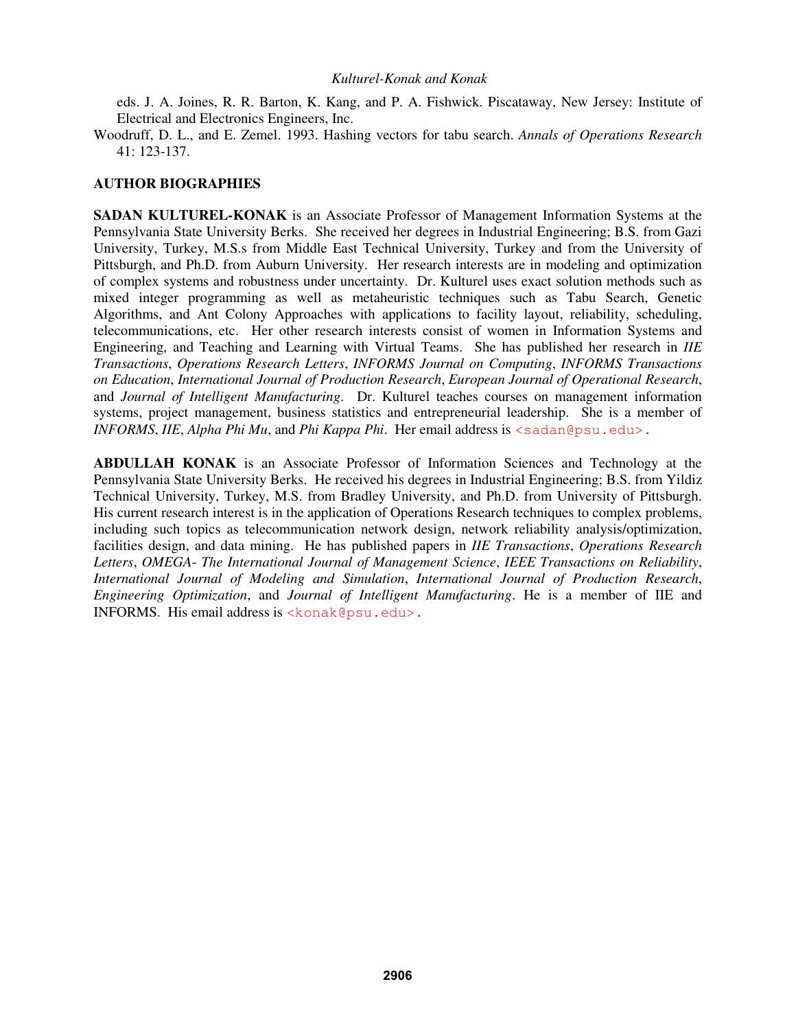eds. J. A. Joines, R. R. Barton, K. Kang, and P. A. Fishwick. Piscataway, New Jersey: Institute of Electrical and Electronics Engineers, Inc.

Woodruff, D. L., and E. Zemel. 1993. Hashing vectors for tabu search. *Annals of Operations Research* 41: 123-137.

## AUTHOR BIOGRAPHIES

**SADAN KULTUREL-KONAK** is an Associate Professor of Management Information Systems at the Pennsylvania State University Berks. She received her degrees in Industrial Engineering; B.S. from Gazi University, Turkey, M.S.s from Middle East Technical University, Turkey and from the University of Pittsburgh, and Ph.D. from Auburn University. Her research interests are in modeling and optimization of complex systems and robustness under uncertainty. Dr. Kulturel uses exact solution methods such as mixed integer programming as well as metaheuristic techniques such as Tabu Search, Genetic Algorithms, and Ant Colony Approaches with applications to facility layout, reliability, scheduling, telecommunications, etc. Her other research interests consist of women in Information Systems and Engineering, and Teaching and Learning with Virtual Teams. She has published her research in *IIE Transactions*, *Operations Research Letters*, *INFORMS Journal on Computing*, *INFORMS Transactions on Education*, *International Journal of Production Research*, *European Journal of Operational Research*, and *Journal of Intelligent Manufacturing*. Dr. Kulturel teaches courses on management information systems, project management, business statistics and entrepreneurial leadership. She is a member of *INFORMS*, *IIE*, *Alpha Phi Mu*, and *Phi Kappa Phi*. Her email address is <sadan@psu.edu>.

**ABDULLAH KONAK** is an Associate Professor of Information Sciences and Technology at the Pennsylvania State University Berks. He received his degrees in Industrial Engineering; B.S. from Yildiz Technical University, Turkey, M.S. from Bradley University, and Ph.D. from University of Pittsburgh. His current research interest is in the application of Operations Research techniques to complex problems, including such topics as telecommunication network design, network reliability analysis/optimization, facilities design, and data mining. He has published papers in *IIE Transactions*, *Operations Research Letters*, *OMEGA- The International Journal of Management Science*, *IEEE Transactions on Reliability*, *International Journal of Modeling and Simulation*, *International Journal of Production Research*, *Engineering Optimization*, and *Journal of Intelligent Manufacturing*. He is a member of IIE and INFORMS. His email address is <konak@psu.edu>.